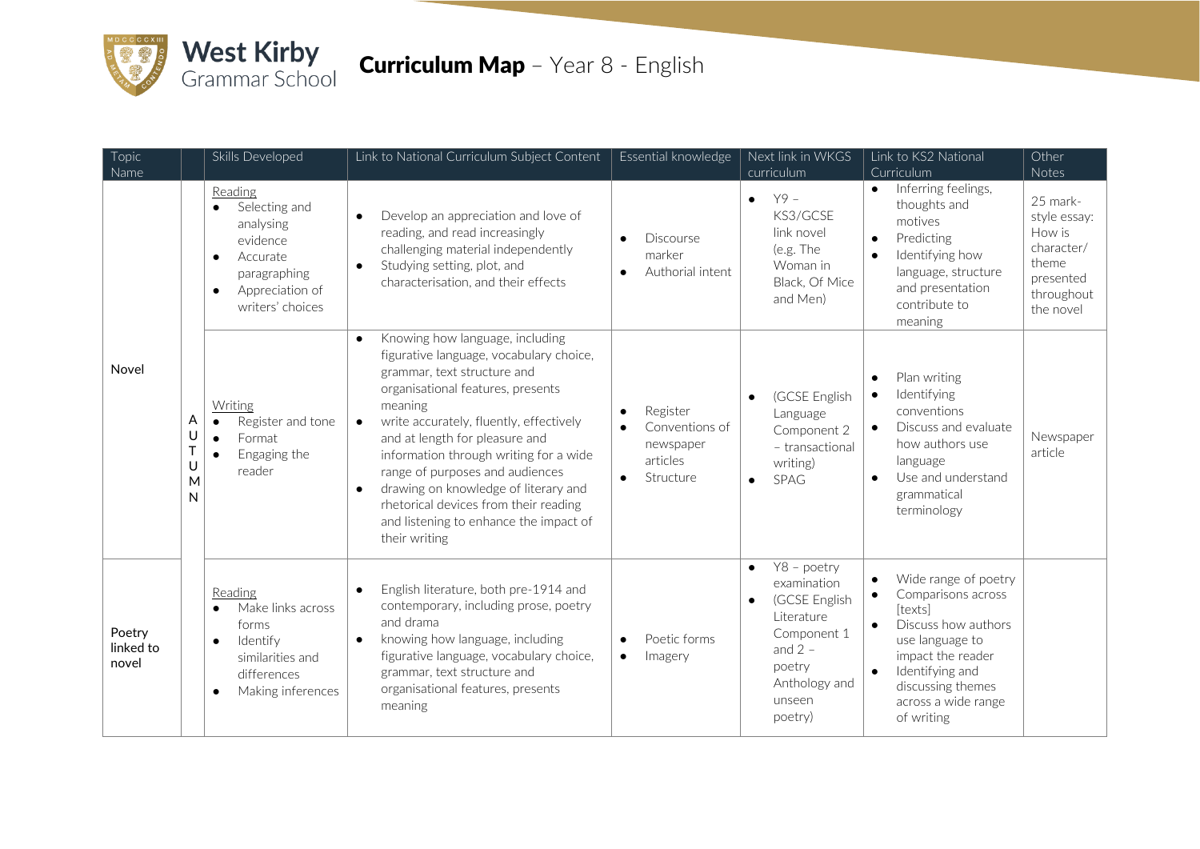# West Kirby Grammar School

## Curriculum Map – Year 8 - English

| Topic Name | | Skills Developed | Link to National Curriculum Subject Content | Essential knowledge | Next link in WKGS curriculum | Link to KS2 National Curriculum | Other Notes |
|---|---|---|---|---|---|---|---|
| Novel | AUTUMN | Reading<br>• Selecting and analysing evidence<br>• Accurate paragraphing<br>• Appreciation of writers' choices | • Develop an appreciation and love of reading, and read increasingly challenging material independently<br>• Studying setting, plot, and characterisation, and their effects | • Discourse marker<br>• Authorial intent | • Y9 – KS3/GCSE link novel (e.g. The Woman in Black, Of Mice and Men) | • Inferring feelings, thoughts and motives<br>• Predicting<br>• Identifying how language, structure and presentation contribute to meaning | 25 mark-style essay: How is character/ theme presented throughout the novel |
| | | Writing<br>• Register and tone<br>• Format<br>• Engaging the reader | • Knowing how language, including figurative language, vocabulary choice, grammar, text structure and organisational features, presents meaning<br>• write accurately, fluently, effectively and at length for pleasure and information through writing for a wide range of purposes and audiences<br>• drawing on knowledge of literary and rhetorical devices from their reading and listening to enhance the impact of their writing | • Register<br>• Conventions of newspaper articles<br>• Structure | • (GCSE English Language Component 2 – transactional writing)<br>• SPAG | • Plan writing<br>• Identifying conventions<br>• Discuss and evaluate how authors use language<br>• Use and understand grammatical terminology | Newspaper article |
| Poetry linked to novel | | Reading<br>• Make links across forms<br>• Identify similarities and differences<br>• Making inferences | • English literature, both pre-1914 and contemporary, including prose, poetry and drama<br>• knowing how language, including figurative language, vocabulary choice, grammar, text structure and organisational features, presents meaning | • Poetic forms<br>• Imagery | • Y8 – poetry examination<br>• (GCSE English Literature Component 1 and 2 – poetry Anthology and unseen poetry) | • Wide range of poetry<br>• Comparisons across [texts]<br>• Discuss how authors use language to impact the reader<br>• Identifying and discussing themes across a wide range of writing | |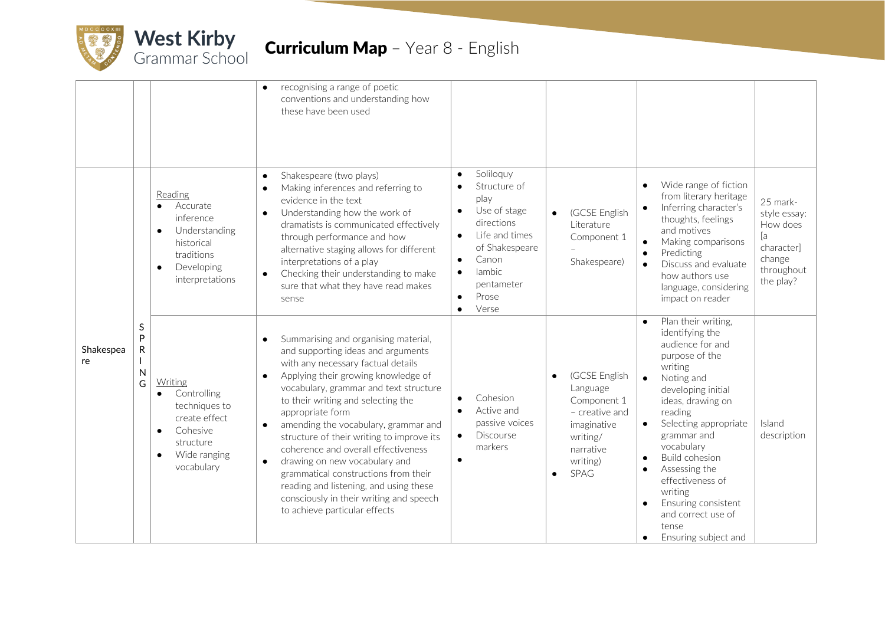# Curriculum Map – Year 8 - English

| | | | | | | | |
|---|---|---|---|---|---|---|---|
| | | | • recognising a range of poetic conventions and understanding how these have been used | | | | |
| Shakespeare | SPRING | Reading<br>• Accurate inference<br>• Understanding historical traditions<br>• Developing interpretations | • Shakespeare (two plays)<br>• Making inferences and referring to evidence in the text<br>• Understanding how the work of dramatists is communicated effectively through performance and how alternative staging allows for different interpretations of a play<br>• Checking their understanding to make sure that what they have read makes sense | • Soliloquy<br>• Structure of play<br>• Use of stage directions<br>• Life and times of Shakespeare<br>• Canon<br>• Iambic pentameter<br>• Prose<br>• Verse | • (GCSE English Literature Component 1 – Shakespeare) | • Wide range of fiction from literary heritage<br>• Inferring character's thoughts, feelings and motives<br>• Making comparisons<br>• Predicting<br>• Discuss and evaluate how authors use language, considering impact on reader | 25 mark-style essay: How does [a character] change throughout the play? |
| | | Writing<br>• Controlling techniques to create effect<br>• Cohesive structure<br>• Wide ranging vocabulary | • Summarising and organising material, and supporting ideas and arguments with any necessary factual details<br>• Applying their growing knowledge of vocabulary, grammar and text structure to their writing and selecting the appropriate form<br>• amending the vocabulary, grammar and structure of their writing to improve its coherence and overall effectiveness<br>• drawing on new vocabulary and grammatical constructions from their reading and listening, and using these consciously in their writing and speech to achieve particular effects | • Cohesion<br>• Active and passive voices<br>• Discourse markers<br>• | • (GCSE English Language Component 1 – creative and imaginative writing/ narrative writing)<br>• SPAG | • Plan their writing, identifying the audience for and purpose of the writing<br>• Noting and developing initial ideas, drawing on reading<br>• Selecting appropriate grammar and vocabulary<br>• Build cohesion<br>• Assessing the effectiveness of writing<br>• Ensuring consistent and correct use of tense<br>• Ensuring subject and | Island description |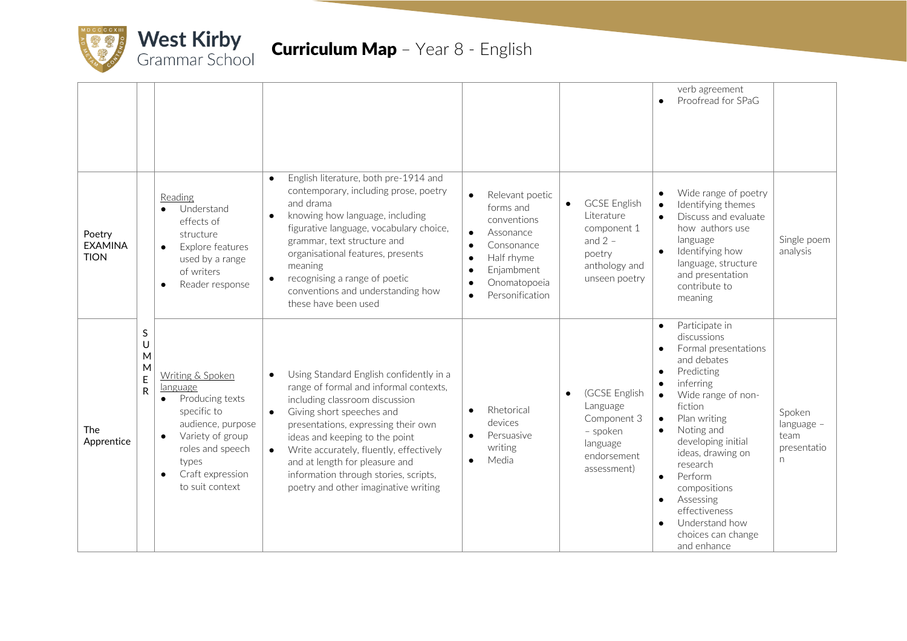# West Kirby Grammar School

## Curriculum Map – Year 8 - English

| | | | | | | | |
|---|---|---|---|---|---|---|---|
| | | | | | | verb agreement<br>• Proofread for SPaG | |
| Poetry EXAMINATION | | Reading<br>• Understand effects of structure<br>• Explore features used by a range of writers<br>• Reader response | • English literature, both pre-1914 and contemporary, including prose, poetry and drama<br>• knowing how language, including figurative language, vocabulary choice, grammar, text structure and organisational features, presents meaning<br>• recognising a range of poetic conventions and understanding how these have been used | • Relevant poetic forms and conventions<br>• Assonance<br>• Consonance<br>• Half rhyme<br>• Enjambment<br>• Onomatopoeia<br>• Personification | • GCSE English Literature component 1 and 2 – poetry anthology and unseen poetry | • Wide range of poetry<br>• Identifying themes<br>• Discuss and evaluate how authors use language<br>• Identifying how language, structure and presentation contribute to meaning | Single poem analysis |
| The Apprentice | SUMMER | Writing & Spoken language<br>• Producing texts specific to audience, purpose<br>• Variety of group roles and speech types<br>• Craft expression to suit context | • Using Standard English confidently in a range of formal and informal contexts, including classroom discussion<br>• Giving short speeches and presentations, expressing their own ideas and keeping to the point<br>• Write accurately, fluently, effectively and at length for pleasure and information through stories, scripts, poetry and other imaginative writing | • Rhetorical devices<br>• Persuasive writing<br>• Media | • (GCSE English Language Component 3 – spoken language endorsement assessment) | • Participate in discussions<br>• Formal presentations and debates<br>• Predicting<br>• inferring<br>• Wide range of non-fiction<br>• Plan writing<br>• Noting and developing initial ideas, drawing on research<br>• Perform compositions<br>• Assessing effectiveness<br>• Understand how choices can change and enhance | Spoken language – team presentation |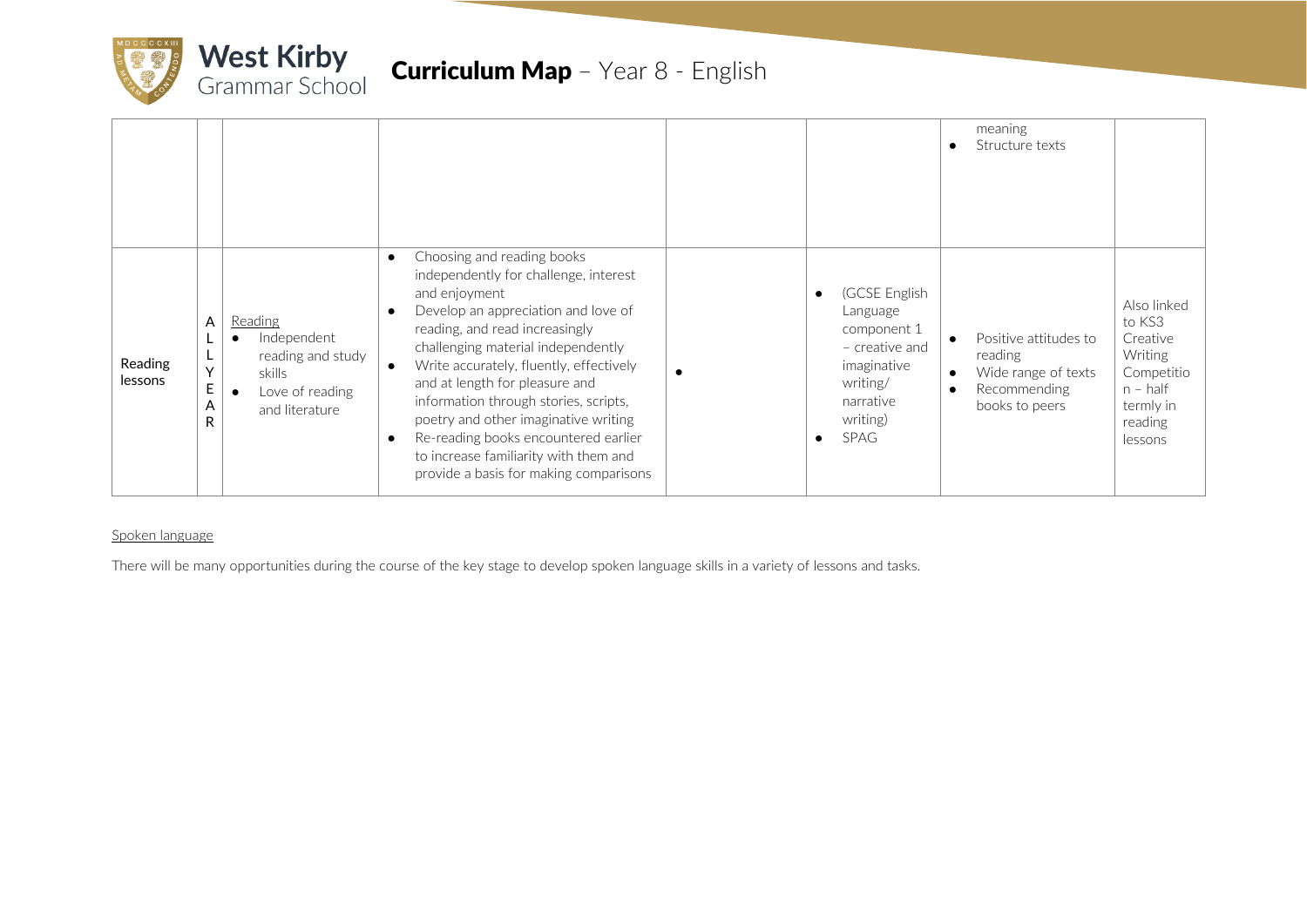| | | | | | | | |
|---|---|---|---|---|---|---|---|
| | | | | | | meaning<br>• Structure texts | |
| Reading lessons | ALL YEAR | Reading<br>• Independent reading and study skills<br>• Love of reading and literature | • Choosing and reading books independently for challenge, interest and enjoyment<br>• Develop an appreciation and love of reading, and read increasingly challenging material independently<br>• Write accurately, fluently, effectively and at length for pleasure and information through stories, scripts, poetry and other imaginative writing<br>• Re-reading books encountered earlier to increase familiarity with them and provide a basis for making comparisons | • | • (GCSE English Language component 1 – creative and imaginative writing/ narrative writing)<br>• SPAG | • Positive attitudes to reading<br>• Wide range of texts<br>• Recommending books to peers | Also linked to KS3 Creative Writing Competition – half termly in reading lessons |

Spoken language

There will be many opportunities during the course of the key stage to develop spoken language skills in a variety of lessons and tasks.